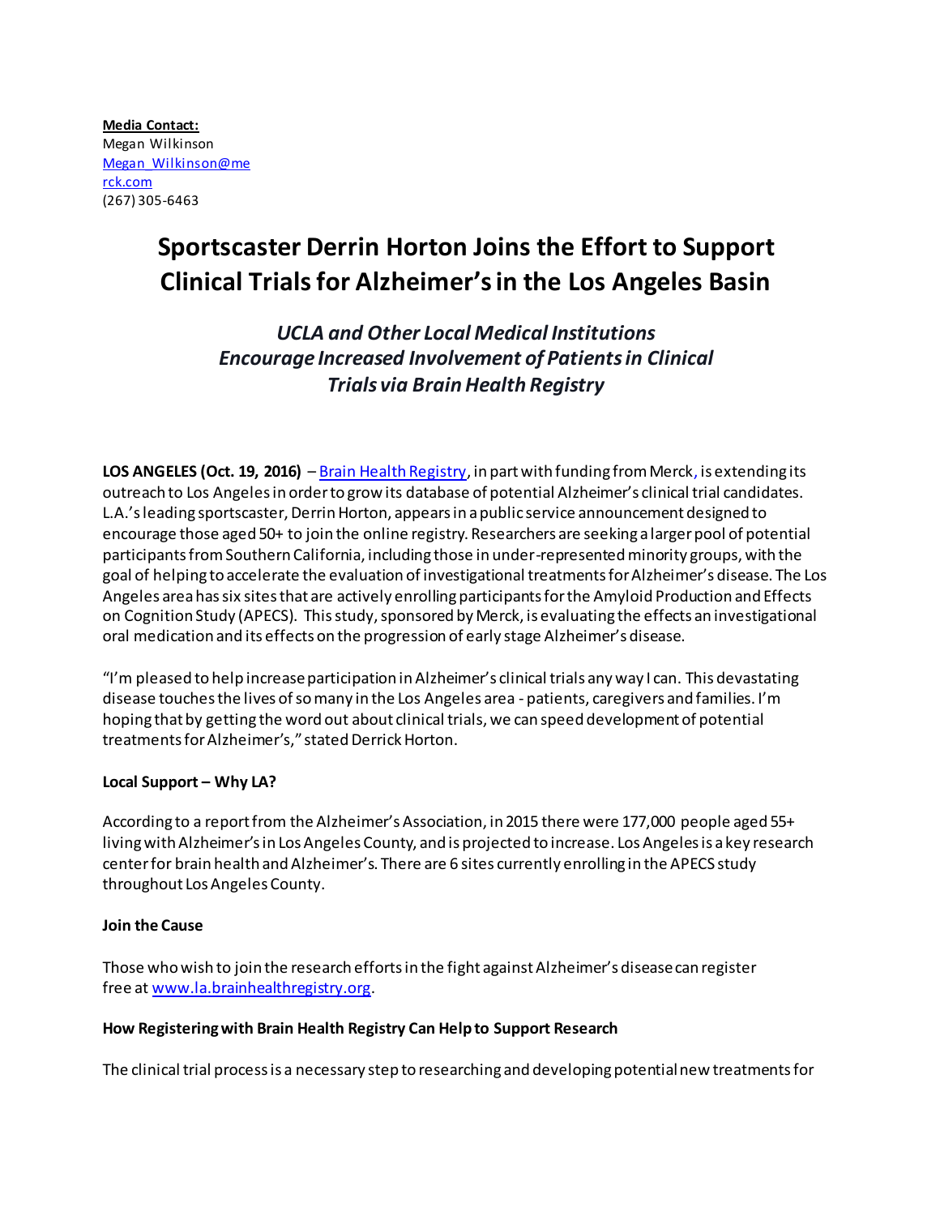**Media Contact:**
Megan Wilkinson
Megan_Wilkinson@merck.com
(267) 305-6463

# Sportscaster Derrin Horton Joins the Effort to Support Clinical Trials for Alzheimer's in the Los Angeles Basin

## *UCLA and Other Local Medical Institutions Encourage Increased Involvement of Patients in Clinical Trials via Brain Health Registry*

**LOS ANGELES (Oct. 19, 2016)** – Brain Health Registry, in part with funding from Merck, is extending its outreach to Los Angeles in order to grow its database of potential Alzheimer's clinical trial candidates. L.A.'s leading sportscaster, Derrin Horton, appears in a public service announcement designed to encourage those aged 50+ to join the online registry. Researchers are seeking a larger pool of potential participants from Southern California, including those in under-represented minority groups, with the goal of helping to accelerate the evaluation of investigational treatments for Alzheimer's disease. The Los Angeles area has six sites that are actively enrolling participants for the Amyloid Production and Effects on Cognition Study (APECS). This study, sponsored by Merck, is evaluating the effects an investigational oral medication and its effects on the progression of early stage Alzheimer's disease.

"I'm pleased to help increase participation in Alzheimer's clinical trials any way I can. This devastating disease touches the lives of so many in the Los Angeles area - patients, caregivers and families. I'm hoping that by getting the word out about clinical trials, we can speed development of potential treatments for Alzheimer's," stated Derrick Horton.

**Local Support – Why LA?**

According to a report from the Alzheimer's Association, in 2015 there were 177,000 people aged 55+ living with Alzheimer's in Los Angeles County, and is projected to increase. Los Angeles is a key research center for brain health and Alzheimer's. There are 6 sites currently enrolling in the APECS study throughout Los Angeles County.

**Join the Cause**

Those who wish to join the research efforts in the fight against Alzheimer's disease can register free at www.la.brainhealthregistry.org.

**How Registering with Brain Health Registry Can Help to Support Research**

The clinical trial process is a necessary step to researching and developing potential new treatments for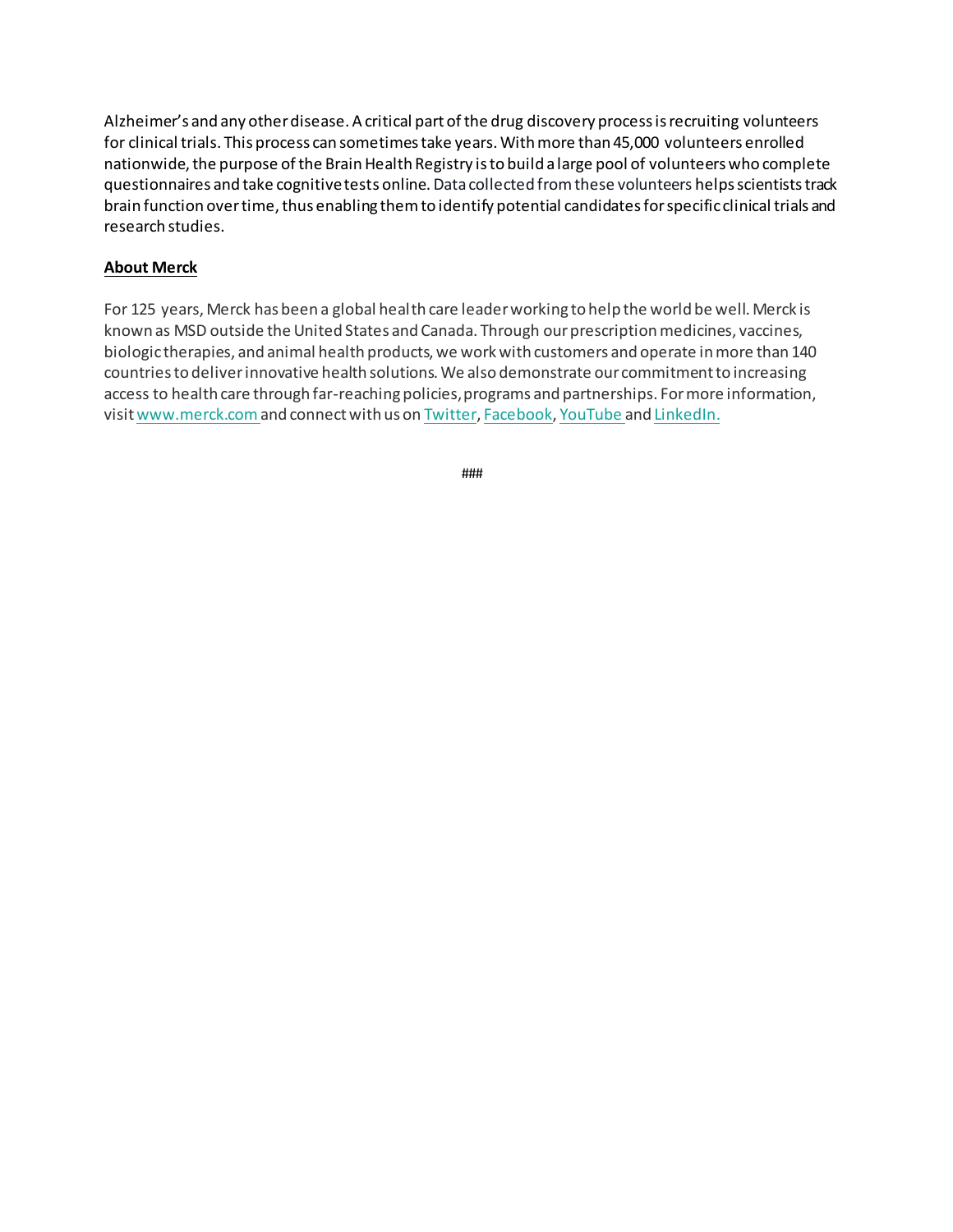Alzheimer's and any other disease. A critical part of the drug discovery process is recruiting volunteers for clinical trials. This process can sometimes take years. With more than 45,000 volunteers enrolled nationwide, the purpose of the Brain Health Registry is to build a large pool of volunteers who complete questionnaires and take cognitive tests online. Data collected from these volunteers helps scientists track brain function over time, thus enabling them to identify potential candidates for specific clinical trials and research studies.

**About Merck**

For 125 years, Merck has been a global health care leader working to help the world be well. Merck is known as MSD outside the United States and Canada. Through our prescription medicines, vaccines, biologic therapies, and animal health products, we work with customers and operate in more than 140 countries to deliver innovative health solutions. We also demonstrate our commitment to increasing access to health care through far-reaching policies, programs and partnerships. For more information, visit www.merck.com and connect with us on Twitter, Facebook, YouTube and LinkedIn.

###